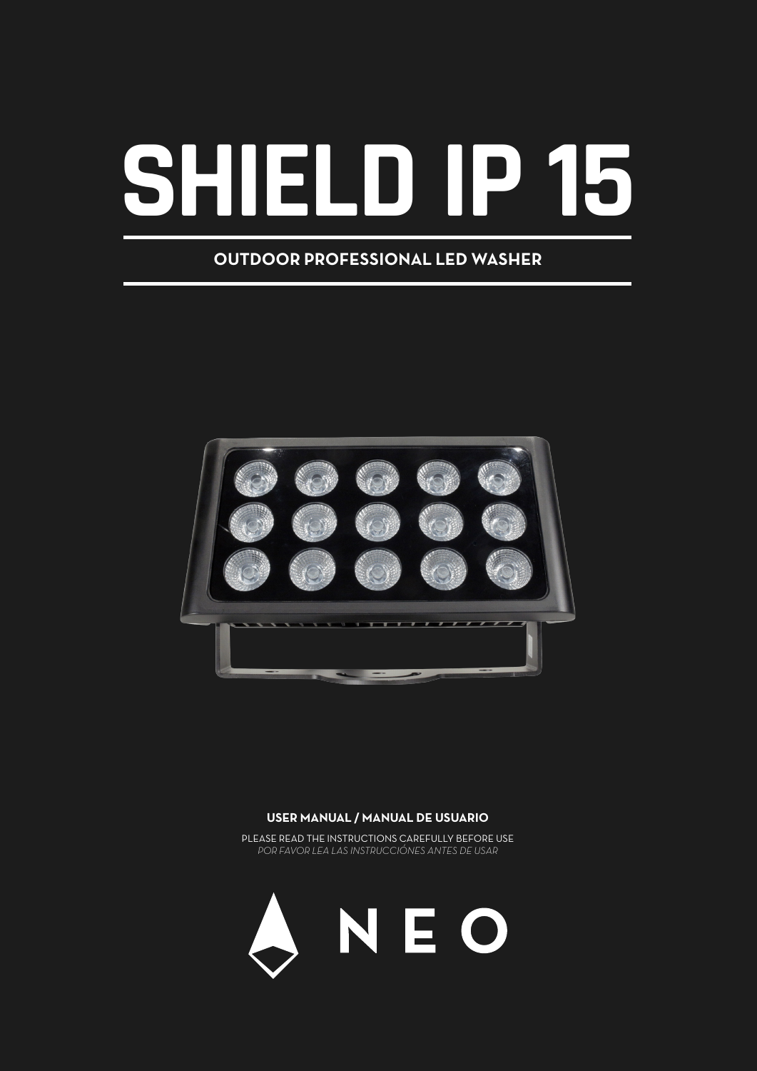# SHIELD IP 15

## OUTDOOR PROFESSIONAL LED WASHER

**USER MANUAL / MANUAL DE USUARIO**

PLEASE READ THE INSTRUCTIONS CAREFULLY BEFORE USE
*POR FAVOR LEA LAS INSTRUCCIÓNES ANTES DE USAR*

NEO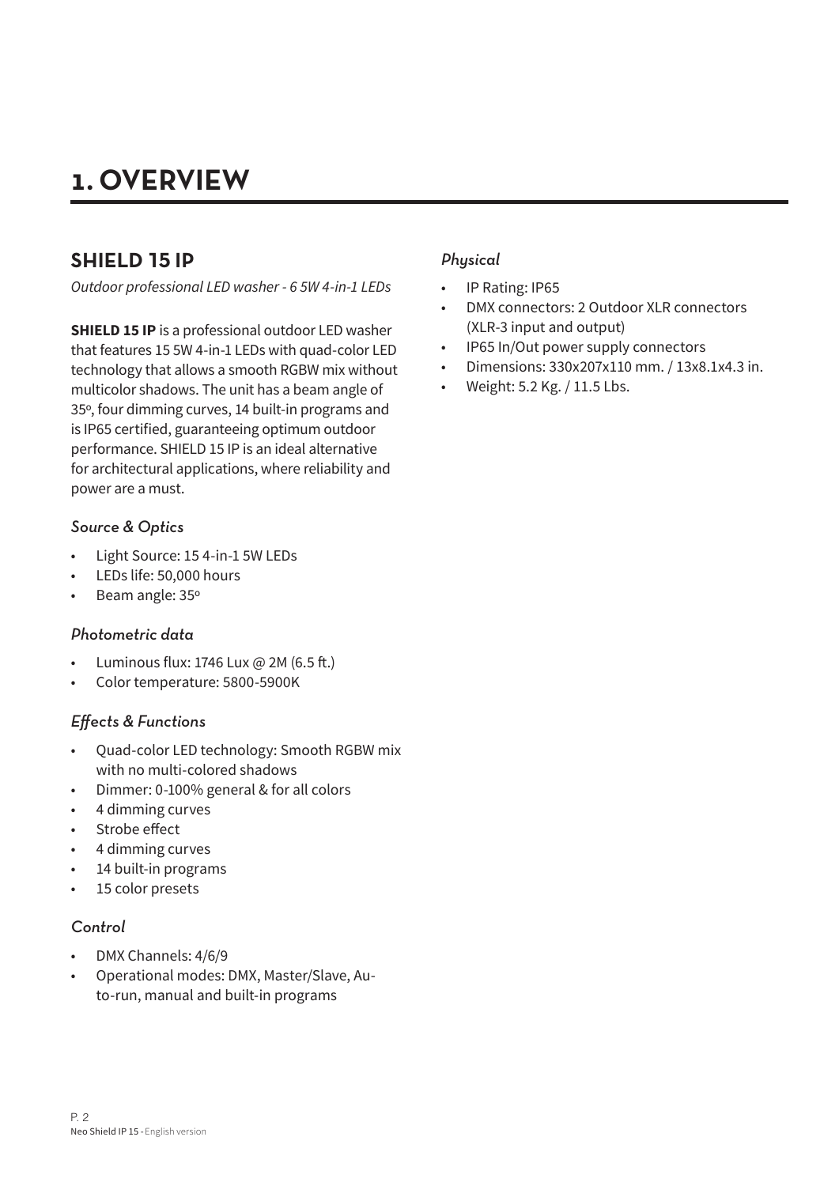# 1. OVERVIEW

## SHIELD 15 IP

*Outdoor professional LED washer - 6 5W 4-in-1 LEDs*

**SHIELD 15 IP** is a professional outdoor LED washer that features 15 5W 4-in-1 LEDs with quad-color LED technology that allows a smooth RGBW mix without multicolor shadows. The unit has a beam angle of 35º, four dimming curves, 14 built-in programs and is IP65 certified, guaranteeing optimum outdoor performance. SHIELD 15 IP is an ideal alternative for architectural applications, where reliability and power are a must.

### *Source & Optics*

- Light Source: 15 4-in-1 5W LEDs
- LEDs life: 50,000 hours
- Beam angle: 35º

### *Photometric data*

- Luminous flux: 1746 Lux @ 2M (6.5 ft.)
- Color temperature: 5800-5900K

### *Effects & Functions*

- Quad-color LED technology: Smooth RGBW mix with no multi-colored shadows
- Dimmer: 0-100% general & for all colors
- 4 dimming curves
- Strobe effect
- 4 dimming curves
- 14 built-in programs
- 15 color presets

### *Control*

- DMX Channels: 4/6/9
- Operational modes: DMX, Master/Slave, Auto-run, manual and built-in programs

### *Physical*

- IP Rating: IP65
- DMX connectors: 2 Outdoor XLR connectors (XLR-3 input and output)
- IP65 In/Out power supply connectors
- Dimensions: 330x207x110 mm. / 13x8.1x4.3 in.
- Weight: 5.2 Kg. / 11.5 Lbs.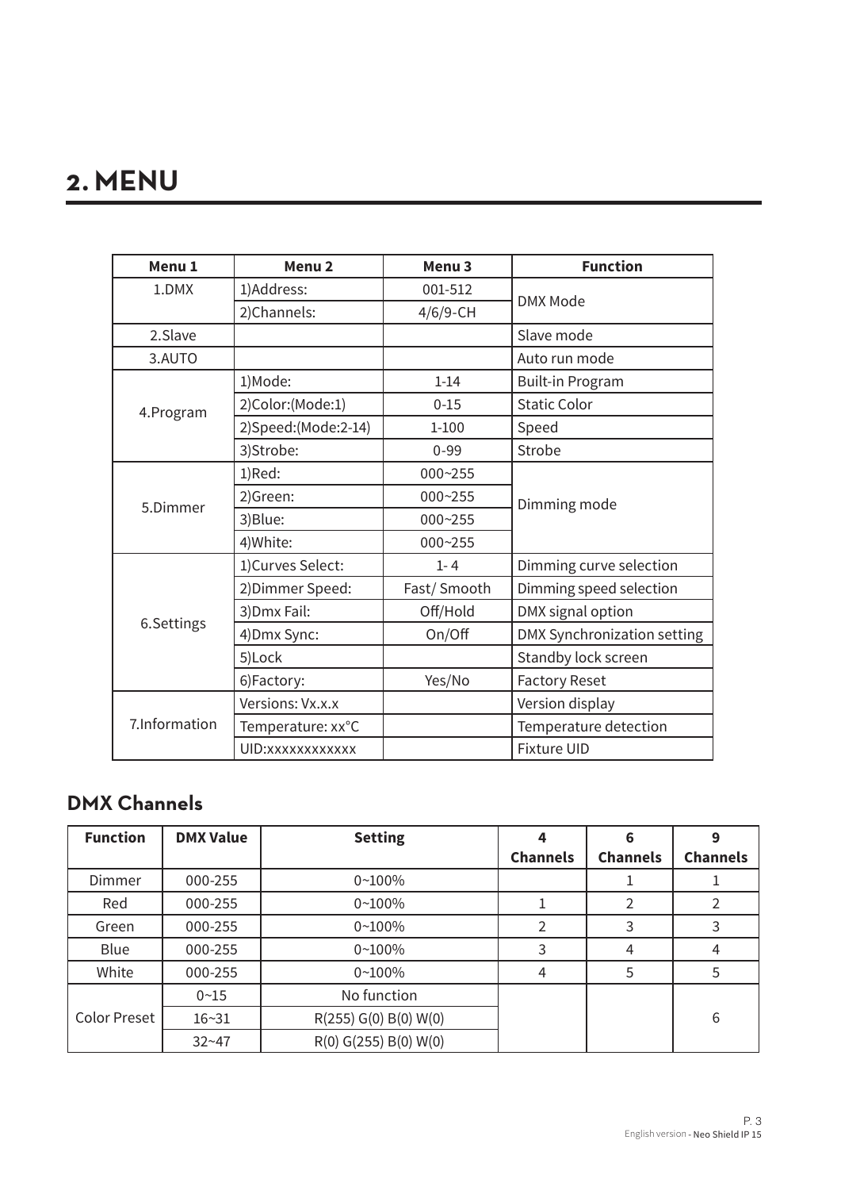# 2. MENU

| Menu 1 | Menu 2 | Menu 3 | Function |
|---|---|---|---|
| 1.DMX | 1)Address: | 001-512 | DMX Mode |
| | 2)Channels: | 4/6/9-CH | |
| 2.Slave | | | Slave mode |
| 3.AUTO | | | Auto run mode |
| 4.Program | 1)Mode: | 1-14 | Built-in Program |
| | 2)Color:(Mode:1) | 0-15 | Static Color |
| | 2)Speed:(Mode:2-14) | 1-100 | Speed |
| | 3)Strobe: | 0-99 | Strobe |
| 5.Dimmer | 1)Red: | 000~255 | Dimming mode |
| | 2)Green: | 000~255 | |
| | 3)Blue: | 000~255 | |
| | 4)White: | 000~255 | |
| 6.Settings | 1)Curves Select: | 1- 4 | Dimming curve selection |
| | 2)Dimmer Speed: | Fast/ Smooth | Dimming speed selection |
| | 3)Dmx Fail: | Off/Hold | DMX signal option |
| | 4)Dmx Sync: | On/Off | DMX Synchronization setting |
| | 5)Lock | | Standby lock screen |
| | 6)Factory: | Yes/No | Factory Reset |
| 7.Information | Versions: Vx.x.x | | Version display |
| | Temperature: xx°C | | Temperature detection |
| | UID:xxxxxxxxxxxx | | Fixture UID |

## DMX Channels

| Function | DMX Value | Setting | 4 Channels | 6 Channels | 9 Channels |
|---|---|---|---|---|---|
| Dimmer | 000-255 | 0~100% | | 1 | 1 |
| Red | 000-255 | 0~100% | 1 | 2 | 2 |
| Green | 000-255 | 0~100% | 2 | 3 | 3 |
| Blue | 000-255 | 0~100% | 3 | 4 | 4 |
| White | 000-255 | 0~100% | 4 | 5 | 5 |
| Color Preset | 0~15 | No function | | | 6 |
| | 16~31 | R(255) G(0) B(0) W(0) | | | |
| | 32~47 | R(0) G(255) B(0) W(0) | | | |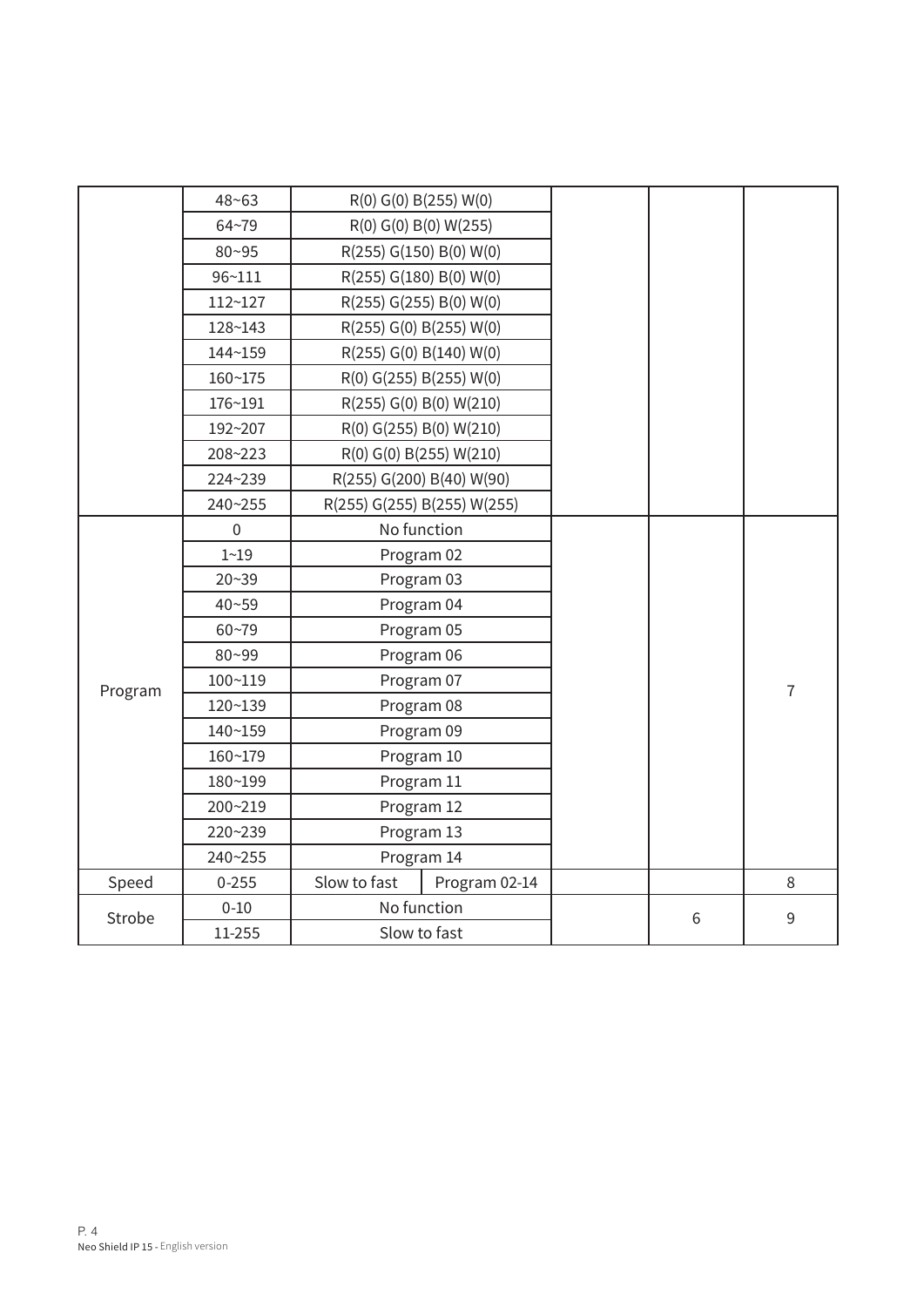| | | | | | | |
|---|---|---|---|---|---|---|
| | 48~63 | R(0) G(0) B(255) W(0) | | | | |
| | 64~79 | R(0) G(0) B(0) W(255) | | | | |
| | 80~95 | R(255) G(150) B(0) W(0) | | | | |
| | 96~111 | R(255) G(180) B(0) W(0) | | | | |
| | 112~127 | R(255) G(255) B(0) W(0) | | | | |
| | 128~143 | R(255) G(0) B(255) W(0) | | | | |
| | 144~159 | R(255) G(0) B(140) W(0) | | | | |
| | 160~175 | R(0) G(255) B(255) W(0) | | | | |
| | 176~191 | R(255) G(0) B(0) W(210) | | | | |
| | 192~207 | R(0) G(255) B(0) W(210) | | | | |
| | 208~223 | R(0) G(0) B(255) W(210) | | | | |
| | 224~239 | R(255) G(200) B(40) W(90) | | | | |
| | 240~255 | R(255) G(255) B(255) W(255) | | | | |
| Program | 0 | No function | | | | 7 |
| | 1~19 | Program 02 | | | | |
| | 20~39 | Program 03 | | | | |
| | 40~59 | Program 04 | | | | |
| | 60~79 | Program 05 | | | | |
| | 80~99 | Program 06 | | | | |
| | 100~119 | Program 07 | | | | |
| | 120~139 | Program 08 | | | | |
| | 140~159 | Program 09 | | | | |
| | 160~179 | Program 10 | | | | |
| | 180~199 | Program 11 | | | | |
| | 200~219 | Program 12 | | | | |
| | 220~239 | Program 13 | | | | |
| | 240~255 | Program 14 | | | | |
| Speed | 0-255 | Slow to fast | Program 02-14 | | | 8 |
| Strobe | 0-10 | No function | | | 6 | 9 |
| | 11-255 | Slow to fast | | | | |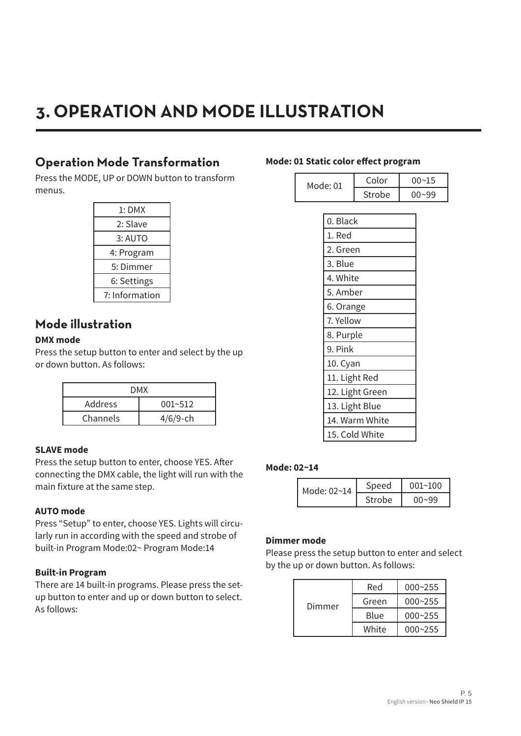# 3. OPERATION AND MODE ILLUSTRATION

## Operation Mode Transformation

Press the MODE, UP or DOWN button to transform menus.

| 1: DMX |
|---|
| 2: Slave |
| 3: AUTO |
| 4: Program |
| 5: Dimmer |
| 6: Settings |
| 7: Information |

## Mode illustration

**DMX mode**

Press the setup button to enter and select by the up or down button. As follows:

| DMX | |
|---|---|
| Address | 001~512 |
| Channels | 4/6/9-ch |

**SLAVE mode**

Press the setup button to enter, choose YES. After connecting the DMX cable, the light will run with the main fixture at the same step.

**AUTO mode**

Press “Setup” to enter, choose YES. Lights will circularly run in according with the speed and strobe of built-in Program Mode:02~ Program Mode:14

**Built-in Program**

There are 14 built-in programs. Please press the set-up button to enter and up or down button to select. As follows:

**Mode: 01 Static color effect program**

| Mode: 01 | Color | 00~15 |
|---|---|---|
| | Strobe | 00~99 |

| 0. Black |
|---|
| 1. Red |
| 2. Green |
| 3. Blue |
| 4. White |
| 5. Amber |
| 6. Orange |
| 7. Yellow |
| 8. Purple |
| 9. Pink |
| 10. Cyan |
| 11. Light Red |
| 12. Light Green |
| 13. Light Blue |
| 14. Warm White |
| 15. Cold White |

**Mode: 02~14**

| Mode: 02~14 | Speed | 001~100 |
|---|---|---|
| | Strobe | 00~99 |

**Dimmer mode**

Please press the setup button to enter and select by the up or down button. As follows:

| Dimmer | Red | 000~255 |
|---|---|---|
| | Green | 000~255 |
| | Blue | 000~255 |
| | White | 000~255 |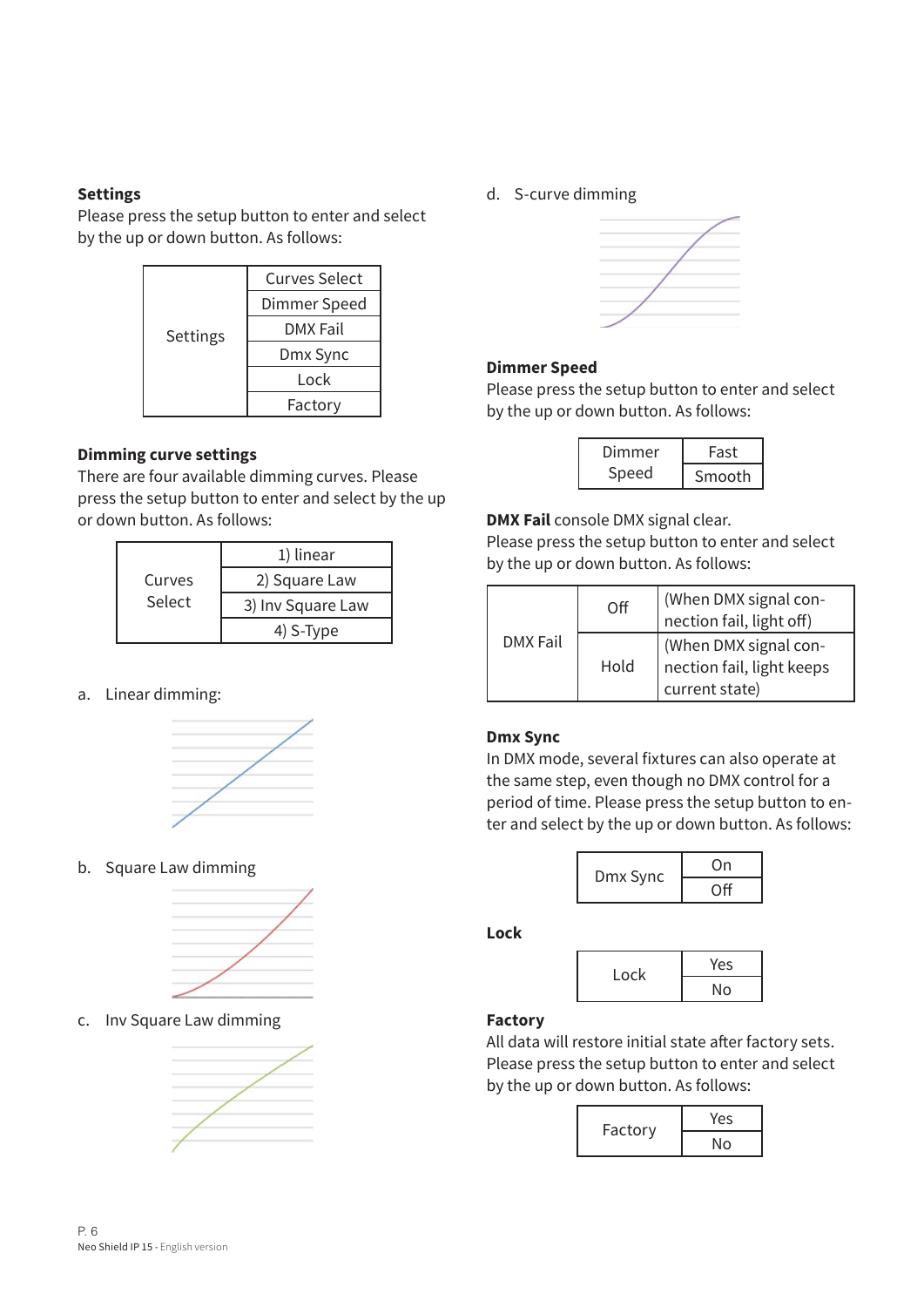**Settings**

Please press the setup button to enter and select by the up or down button. As follows:

| Settings | Curves Select |
|---|---|
| | Dimmer Speed |
| | DMX Fail |
| | Dmx Sync |
| | Lock |
| | Factory |

**Dimming curve settings**

There are four available dimming curves. Please press the setup button to enter and select by the up or down button. As follows:

| Curves Select | 1) linear |
|---|---|
| | 2) Square Law |
| | 3) Inv Square Law |
| | 4) S-Type |

a. Linear dimming:

b. Square Law dimming

c. Inv Square Law dimming

d. S-curve dimming

**Dimmer Speed**

Please press the setup button to enter and select by the up or down button. As follows:

| Dimmer Speed | Fast |
|---|---|
| | Smooth |

**DMX Fail** console DMX signal clear.

Please press the setup button to enter and select by the up or down button. As follows:

| DMX Fail | Off | (When DMX signal connection fail, light off) |
|---|---|---|
| | Hold | (When DMX signal connection fail, light keeps current state) |

**Dmx Sync**

In DMX mode, several fixtures can also operate at the same step, even though no DMX control for a period of time. Please press the setup button to enter and select by the up or down button. As follows:

| Dmx Sync | On |
|---|---|
| | Off |

**Lock**

| Lock | Yes |
|---|---|
| | No |

**Factory**

All data will restore initial state after factory sets. Please press the setup button to enter and select by the up or down button. As follows:

| Factory | Yes |
|---|---|
| | No |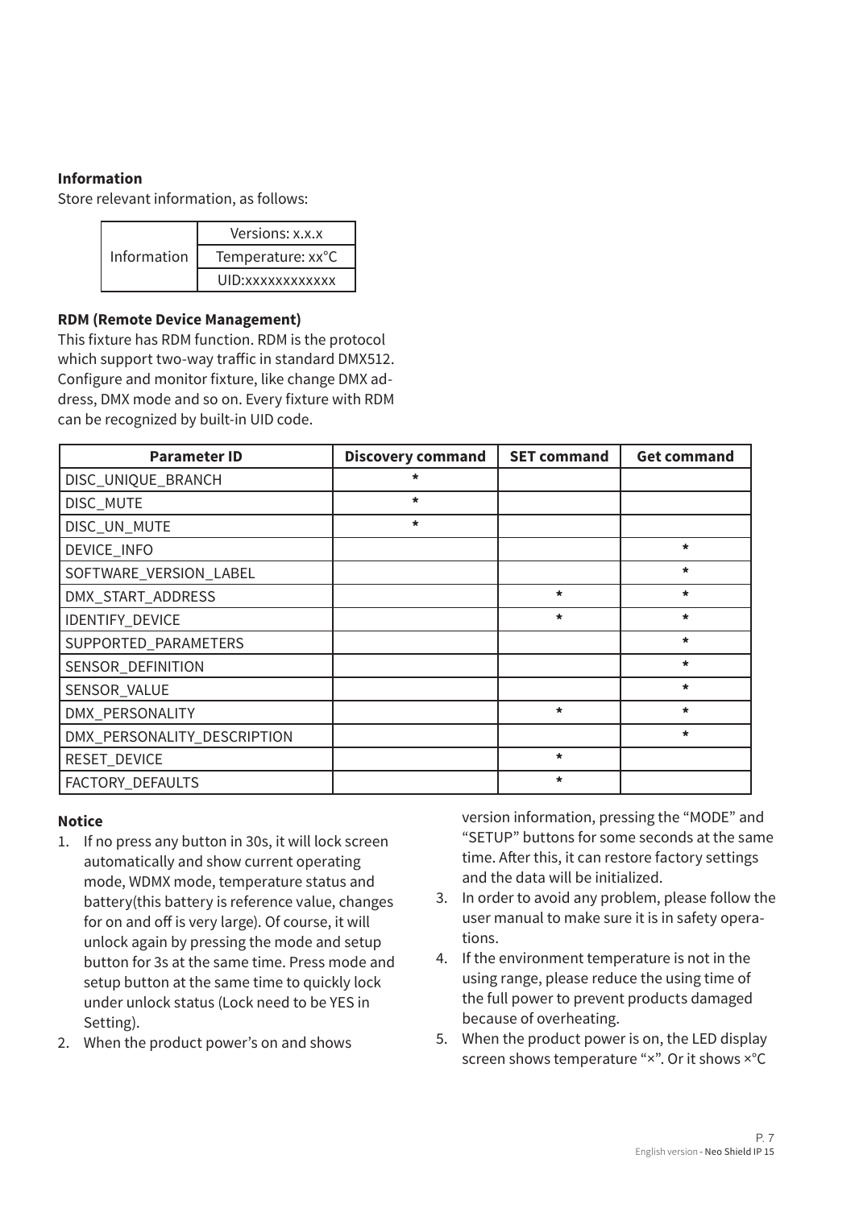**Information**

Store relevant information, as follows:

| Information | Versions: x.x.x |
|---|---|
| | Temperature: xx°C |
| | UID:xxxxxxxxxxxx |

**RDM (Remote Device Management)**

This fixture has RDM function. RDM is the protocol which support two-way traffic in standard DMX512. Configure and monitor fixture, like change DMX address, DMX mode and so on. Every fixture with RDM can be recognized by built-in UID code.

| Parameter ID | Discovery command | SET command | Get command |
|---|---|---|---|
| DISC_UNIQUE_BRANCH | * | | |
| DISC_MUTE | * | | |
| DISC_UN_MUTE | * | | |
| DEVICE_INFO | | | * |
| SOFTWARE_VERSION_LABEL | | | * |
| DMX_START_ADDRESS | | * | * |
| IDENTIFY_DEVICE | | * | * |
| SUPPORTED_PARAMETERS | | | * |
| SENSOR_DEFINITION | | | * |
| SENSOR_VALUE | | | * |
| DMX_PERSONALITY | | * | * |
| DMX_PERSONALITY_DESCRIPTION | | | * |
| RESET_DEVICE | | * | |
| FACTORY_DEFAULTS | | * | |

**Notice**

1. If no press any button in 30s, it will lock screen automatically and show current operating mode, WDMX mode, temperature status and battery(this battery is reference value, changes for on and off is very large). Of course, it will unlock again by pressing the mode and setup button for 3s at the same time. Press mode and setup button at the same time to quickly lock under unlock status (Lock need to be YES in Setting).
2. When the product power's on and shows version information, pressing the "MODE" and "SETUP" buttons for some seconds at the same time. After this, it can restore factory settings and the data will be initialized.
3. In order to avoid any problem, please follow the user manual to make sure it is in safety operations.
4. If the environment temperature is not in the using range, please reduce the using time of the full power to prevent products damaged because of overheating.
5. When the product power is on, the LED display screen shows temperature "×". Or it shows ×°C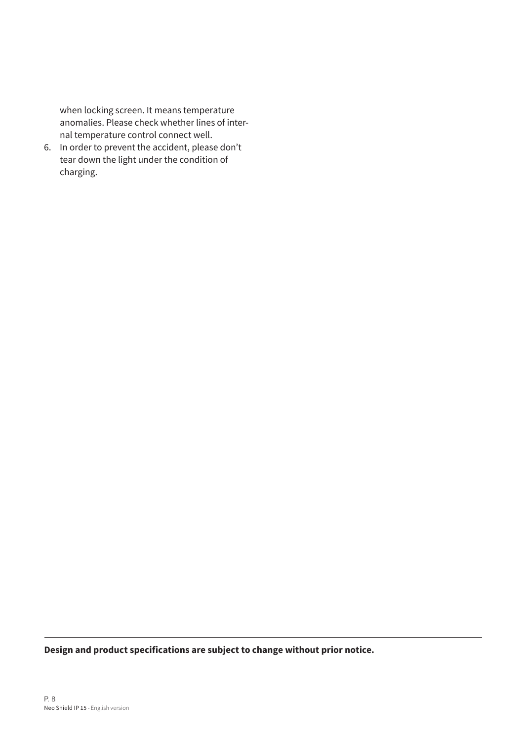when locking screen. It means temperature anomalies. Please check whether lines of internal temperature control connect well.

6. In order to prevent the accident, please don't tear down the light under the condition of charging.

---

**Design and product specifications are subject to change without prior notice.**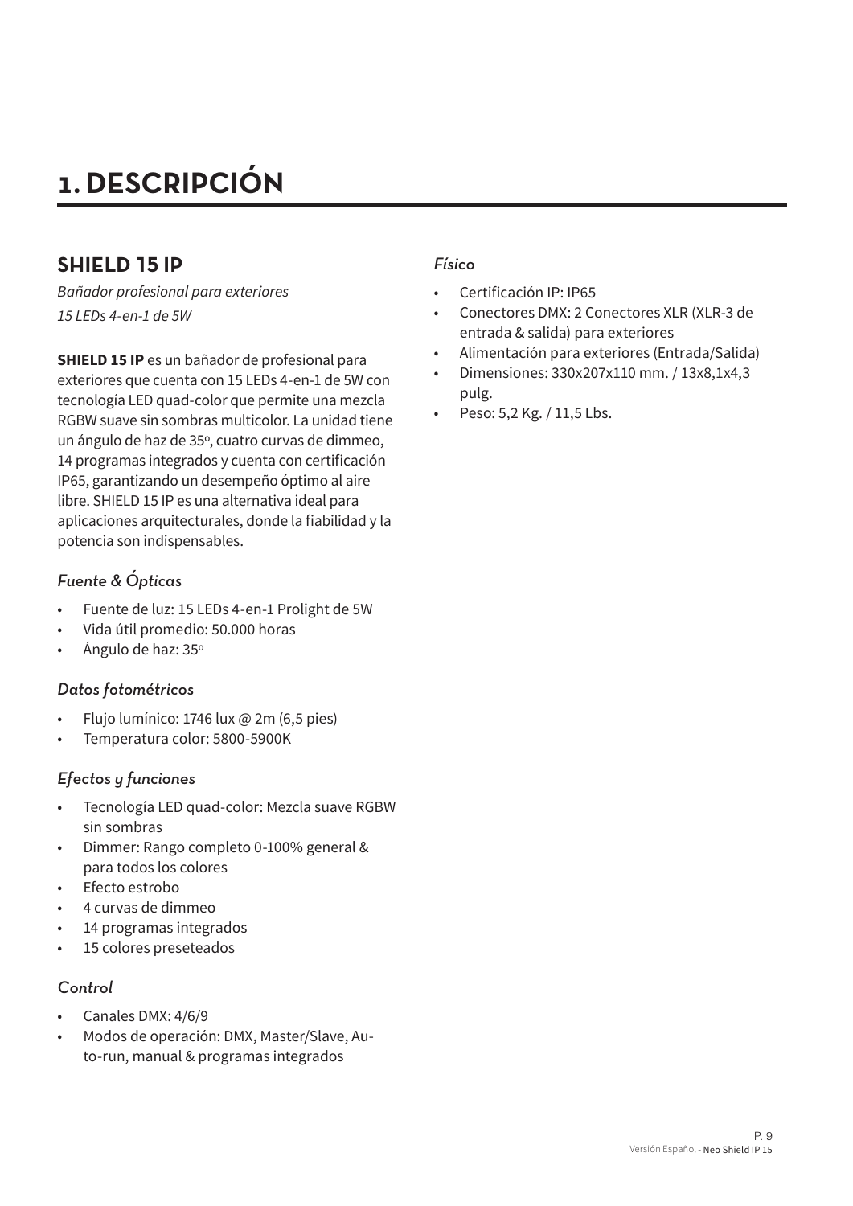# 1. DESCRIPCIÓN

## SHIELD 15 IP

*Bañador profesional para exteriores*
*15 LEDs 4-en-1 de 5W*

**SHIELD 15 IP** es un bañador de profesional para exteriores que cuenta con 15 LEDs 4-en-1 de 5W con tecnología LED quad-color que permite una mezcla RGBW suave sin sombras multicolor. La unidad tiene un ángulo de haz de 35º, cuatro curvas de dimmeo, 14 programas integrados y cuenta con certificación IP65, garantizando un desempeño óptimo al aire libre. SHIELD 15 IP es una alternativa ideal para aplicaciones arquitecturales, donde la fiabilidad y la potencia son indispensables.

### *Fuente & Ópticas*

- Fuente de luz: 15 LEDs 4-en-1 Prolight de 5W
- Vida útil promedio: 50.000 horas
- Ángulo de haz: 35º

### *Datos fotométricos*

- Flujo lumínico: 1746 lux @ 2m (6,5 pies)
- Temperatura color: 5800-5900K

### *Efectos y funciones*

- Tecnología LED quad-color: Mezcla suave RGBW sin sombras
- Dimmer: Rango completo 0-100% general & para todos los colores
- Efecto estrobo
- 4 curvas de dimmeo
- 14 programas integrados
- 15 colores preseteados

### *Control*

- Canales DMX: 4/6/9
- Modos de operación: DMX, Master/Slave, Auto-run, manual & programas integrados

### *Físico*

- Certificación IP: IP65
- Conectores DMX: 2 Conectores XLR (XLR-3 de entrada & salida) para exteriores
- Alimentación para exteriores (Entrada/Salida)
- Dimensiones: 330x207x110 mm. / 13x8,1x4,3 pulg.
- Peso: 5,2 Kg. / 11,5 Lbs.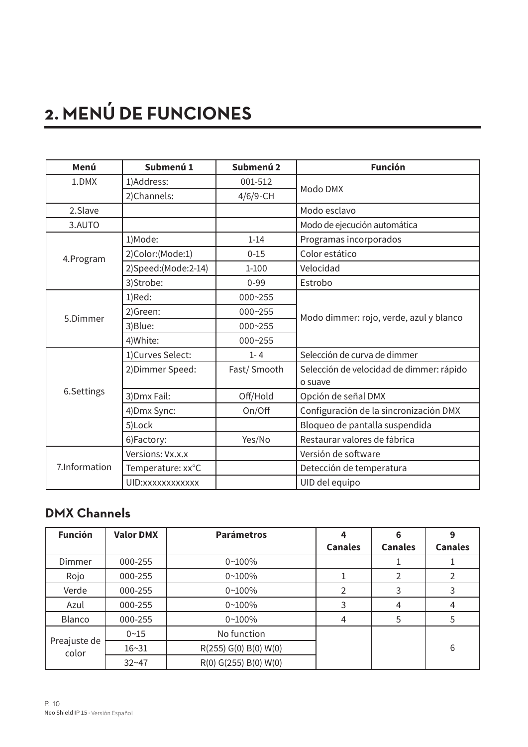# 2. MENÚ DE FUNCIONES

| Menú | Submenú 1 | Submenú 2 | Función |
|---|---|---|---|
| 1.DMX | 1)Address: | 001-512 | Modo DMX |
| | 2)Channels: | 4/6/9-CH | |
| 2.Slave | | | Modo esclavo |
| 3.AUTO | | | Modo de ejecución automática |
| 4.Program | 1)Mode: | 1-14 | Programas incorporados |
| | 2)Color:(Mode:1) | 0-15 | Color estático |
| | 2)Speed:(Mode:2-14) | 1-100 | Velocidad |
| | 3)Strobe: | 0-99 | Estrobo |
| 5.Dimmer | 1)Red: | 000~255 | Modo dimmer: rojo, verde, azul y blanco |
| | 2)Green: | 000~255 | |
| | 3)Blue: | 000~255 | |
| | 4)White: | 000~255 | |
| 6.Settings | 1)Curves Select: | 1- 4 | Selección de curva de dimmer |
| | 2)Dimmer Speed: | Fast/ Smooth | Selección de velocidad de dimmer: rápido o suave |
| | 3)Dmx Fail: | Off/Hold | Opción de señal DMX |
| | 4)Dmx Sync: | On/Off | Configuración de la sincronización DMX |
| | 5)Lock | | Bloqueo de pantalla suspendida |
| | 6)Factory: | Yes/No | Restaurar valores de fábrica |
| 7.Information | Versions: Vx.x.x | | Versión de software |
| | Temperature: xx°C | | Detección de temperatura |
| | UID:xxxxxxxxxxxx | | UID del equipo |

## DMX Channels

| Función | Valor DMX | Parámetros | 4 Canales | 6 Canales | 9 Canales |
|---|---|---|---|---|---|
| Dimmer | 000-255 | 0~100% | | 1 | 1 |
| Rojo | 000-255 | 0~100% | 1 | 2 | 2 |
| Verde | 000-255 | 0~100% | 2 | 3 | 3 |
| Azul | 000-255 | 0~100% | 3 | 4 | 4 |
| Blanco | 000-255 | 0~100% | 4 | 5 | 5 |
| Preajuste de color | 0~15 | No function | | | 6 |
| | 16~31 | R(255) G(0) B(0) W(0) | | | |
| | 32~47 | R(0) G(255) B(0) W(0) | | | |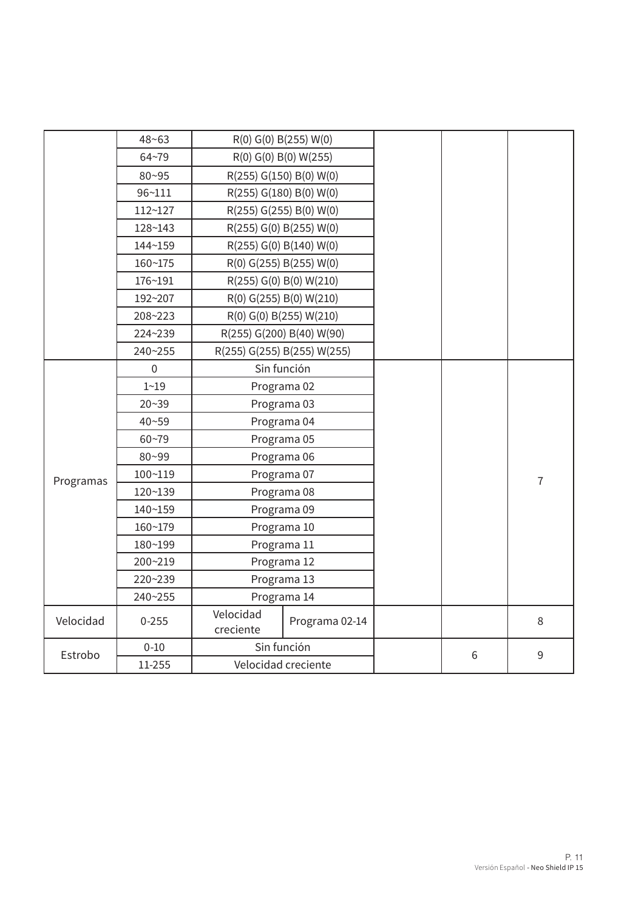|  |  |  |  |  |  |  |
|---|---|---|---|---|---|---|
|  | 48~63 | R(0) G(0) B(255) W(0) |  |  |  |  |
|  | 64~79 | R(0) G(0) B(0) W(255) |  |  |  |  |
|  | 80~95 | R(255) G(150) B(0) W(0) |  |  |  |  |
|  | 96~111 | R(255) G(180) B(0) W(0) |  |  |  |  |
|  | 112~127 | R(255) G(255) B(0) W(0) |  |  |  |  |
|  | 128~143 | R(255) G(0) B(255) W(0) |  |  |  |  |
|  | 144~159 | R(255) G(0) B(140) W(0) |  |  |  |  |
|  | 160~175 | R(0) G(255) B(255) W(0) |  |  |  |  |
|  | 176~191 | R(255) G(0) B(0) W(210) |  |  |  |  |
|  | 192~207 | R(0) G(255) B(0) W(210) |  |  |  |  |
|  | 208~223 | R(0) G(0) B(255) W(210) |  |  |  |  |
|  | 224~239 | R(255) G(200) B(40) W(90) |  |  |  |  |
|  | 240~255 | R(255) G(255) B(255) W(255) |  |  |  |  |
| Programas | 0 | Sin función |  |  |  | 7 |
|  | 1~19 | Programa 02 |  |  |  |  |
|  | 20~39 | Programa 03 |  |  |  |  |
|  | 40~59 | Programa 04 |  |  |  |  |
|  | 60~79 | Programa 05 |  |  |  |  |
|  | 80~99 | Programa 06 |  |  |  |  |
|  | 100~119 | Programa 07 |  |  |  |  |
|  | 120~139 | Programa 08 |  |  |  |  |
|  | 140~159 | Programa 09 |  |  |  |  |
|  | 160~179 | Programa 10 |  |  |  |  |
|  | 180~199 | Programa 11 |  |  |  |  |
|  | 200~219 | Programa 12 |  |  |  |  |
|  | 220~239 | Programa 13 |  |  |  |  |
|  | 240~255 | Programa 14 |  |  |  |  |
| Velocidad | 0-255 | Velocidad creciente | Programa 02-14 |  |  | 8 |
| Estrobo | 0-10 | Sin función |  |  | 6 | 9 |
|  | 11-255 | Velocidad creciente |  |  |  |  |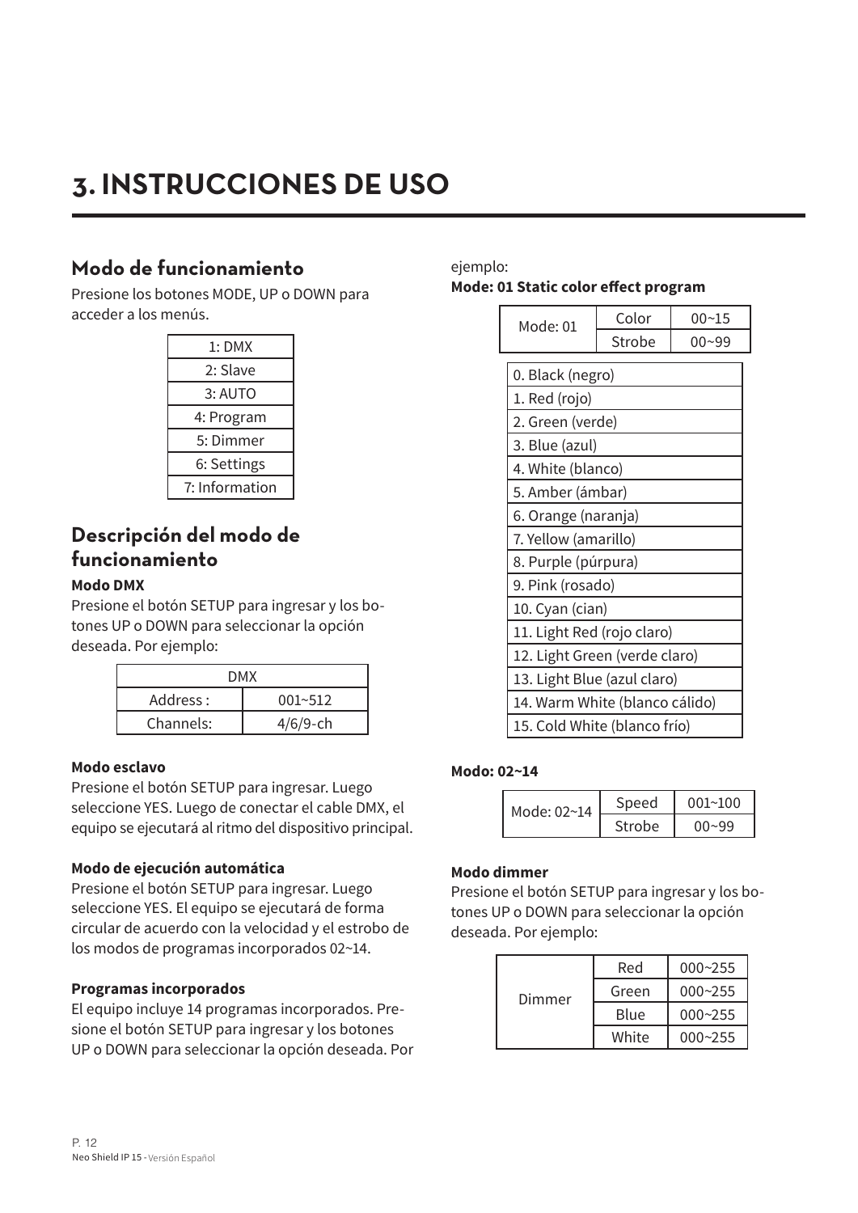# 3. INSTRUCCIONES DE USO

## Modo de funcionamiento

Presione los botones MODE, UP o DOWN para acceder a los menús.

| 1: DMX |
| --- |
| 2: Slave |
| 3: AUTO |
| 4: Program |
| 5: Dimmer |
| 6: Settings |
| 7: Information |

## Descripción del modo de funcionamiento

**Modo DMX**

Presione el botón SETUP para ingresar y los botones UP o DOWN para seleccionar la opción deseada. Por ejemplo:

| DMX | |
| --- | --- |
| Address : | 001~512 |
| Channels: | 4/6/9-ch |

**Modo esclavo**

Presione el botón SETUP para ingresar. Luego seleccione YES. Luego de conectar el cable DMX, el equipo se ejecutará al ritmo del dispositivo principal.

**Modo de ejecución automática**

Presione el botón SETUP para ingresar. Luego seleccione YES. El equipo se ejecutará de forma circular de acuerdo con la velocidad y el estrobo de los modos de programas incorporados 02~14.

**Programas incorporados**

El equipo incluye 14 programas incorporados. Presione el botón SETUP para ingresar y los botones UP o DOWN para seleccionar la opción deseada. Por ejemplo:

**Mode: 01 Static color effect program**

| Mode: 01 | Color | 00~15 |
| --- | --- | --- |
| | Strobe | 00~99 |

| 0. Black (negro) |
| --- |
| 1. Red (rojo) |
| 2. Green (verde) |
| 3. Blue (azul) |
| 4. White (blanco) |
| 5. Amber (ámbar) |
| 6. Orange (naranja) |
| 7. Yellow (amarillo) |
| 8. Purple (púrpura) |
| 9. Pink (rosado) |
| 10. Cyan (cian) |
| 11. Light Red (rojo claro) |
| 12. Light Green (verde claro) |
| 13. Light Blue (azul claro) |
| 14. Warm White (blanco cálido) |
| 15. Cold White (blanco frío) |

**Modo: 02~14**

| Mode: 02~14 | Speed | 001~100 |
| --- | --- | --- |
| | Strobe | 00~99 |

**Modo dimmer**

Presione el botón SETUP para ingresar y los botones UP o DOWN para seleccionar la opción deseada. Por ejemplo:

| Dimmer | Red | 000~255 |
| --- | --- | --- |
| | Green | 000~255 |
| | Blue | 000~255 |
| | White | 000~255 |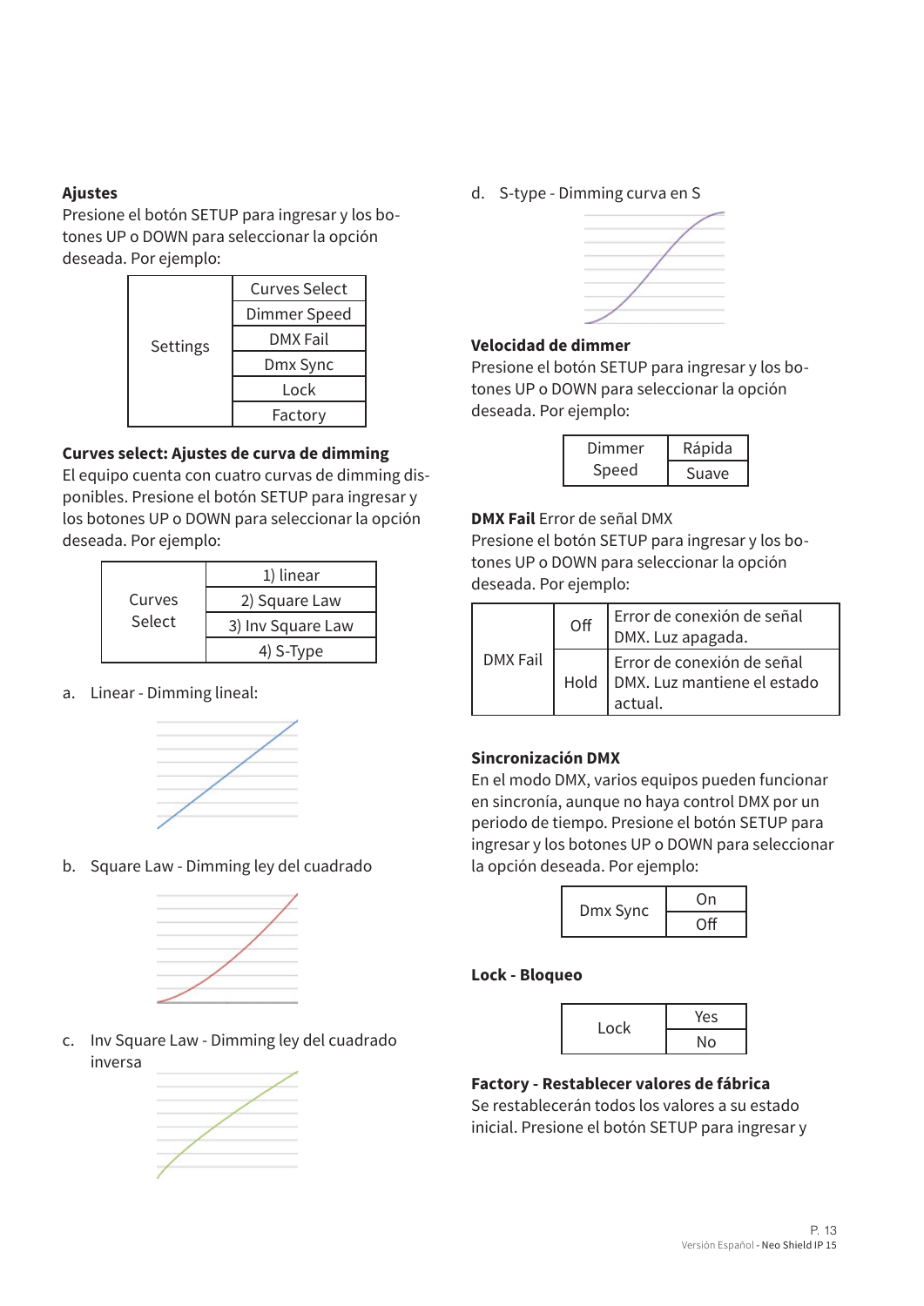**Ajustes**

Presione el botón SETUP para ingresar y los botones UP o DOWN para seleccionar la opción deseada. Por ejemplo:

| Settings | Curves Select |
|---|---|
| | Dimmer Speed |
| | DMX Fail |
| | Dmx Sync |
| | Lock |
| | Factory |

**Curves select: Ajustes de curva de dimming**

El equipo cuenta con cuatro curvas de dimming disponibles. Presione el botón SETUP para ingresar y los botones UP o DOWN para seleccionar la opción deseada. Por ejemplo:

| Curves Select | 1) linear |
|---|---|
| | 2) Square Law |
| | 3) Inv Square Law |
| | 4) S-Type |

a. Linear - Dimming lineal:

b. Square Law - Dimming ley del cuadrado

c. Inv Square Law - Dimming ley del cuadrado inversa

d. S-type - Dimming curva en S

**Velocidad de dimmer**

Presione el botón SETUP para ingresar y los botones UP o DOWN para seleccionar la opción deseada. Por ejemplo:

| Dimmer Speed | Rápida |
|---|---|
| | Suave |

**DMX Fail** Error de señal DMX

Presione el botón SETUP para ingresar y los botones UP o DOWN para seleccionar la opción deseada. Por ejemplo:

| DMX Fail | Off | Error de conexión de señal DMX. Luz apagada. |
|---|---|---|
| | Hold | Error de conexión de señal DMX. Luz mantiene el estado actual. |

**Sincronización DMX**

En el modo DMX, varios equipos pueden funcionar en sincronía, aunque no haya control DMX por un periodo de tiempo. Presione el botón SETUP para ingresar y los botones UP o DOWN para seleccionar la opción deseada. Por ejemplo:

| Dmx Sync | On |
|---|---|
| | Off |

**Lock - Bloqueo**

| Lock | Yes |
|---|---|
| | No |

**Factory - Restablecer valores de fábrica**

Se restablecerán todos los valores a su estado inicial. Presione el botón SETUP para ingresar y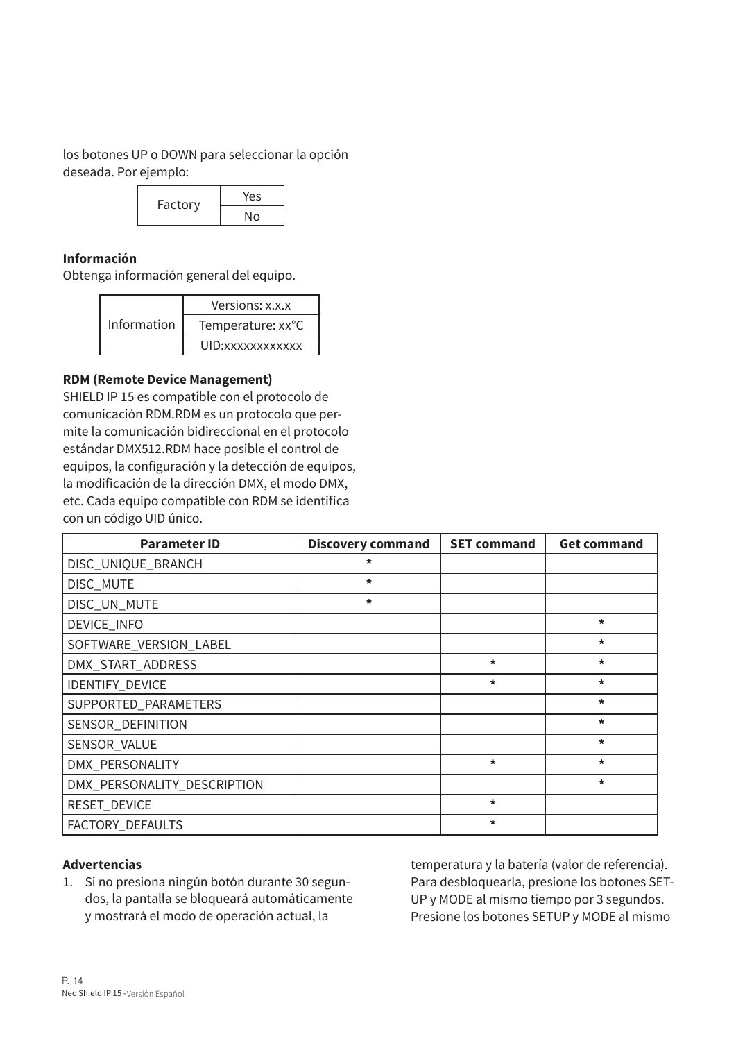los botones UP o DOWN para seleccionar la opción deseada. Por ejemplo:

| Factory | Yes |
|---|---|
| | No |

**Información**

Obtenga información general del equipo.

| Information | Versions: x.x.x |
|---|---|
| | Temperature: xx°C |
| | UID:xxxxxxxxxxxx |

**RDM (Remote Device Management)**

SHIELD IP 15 es compatible con el protocolo de comunicación RDM.RDM es un protocolo que permite la comunicación bidireccional en el protocolo estándar DMX512.RDM hace posible el control de equipos, la configuración y la detección de equipos, la modificación de la dirección DMX, el modo DMX, etc. Cada equipo compatible con RDM se identifica con un código UID único.

| Parameter ID | Discovery command | SET command | Get command |
|---|---|---|---|
| DISC_UNIQUE_BRANCH | * | | |
| DISC_MUTE | * | | |
| DISC_UN_MUTE | * | | |
| DEVICE_INFO | | | * |
| SOFTWARE_VERSION_LABEL | | | * |
| DMX_START_ADDRESS | | * | * |
| IDENTIFY_DEVICE | | * | * |
| SUPPORTED_PARAMETERS | | | * |
| SENSOR_DEFINITION | | | * |
| SENSOR_VALUE | | | * |
| DMX_PERSONALITY | | * | * |
| DMX_PERSONALITY_DESCRIPTION | | | * |
| RESET_DEVICE | | * | |
| FACTORY_DEFAULTS | | * | |

**Advertencias**

1. Si no presiona ningún botón durante 30 segundos, la pantalla se bloqueará automáticamente y mostrará el modo de operación actual, la temperatura y la batería (valor de referencia). Para desbloquearla, presione los botones SETUP y MODE al mismo tiempo por 3 segundos. Presione los botones SETUP y MODE al mismo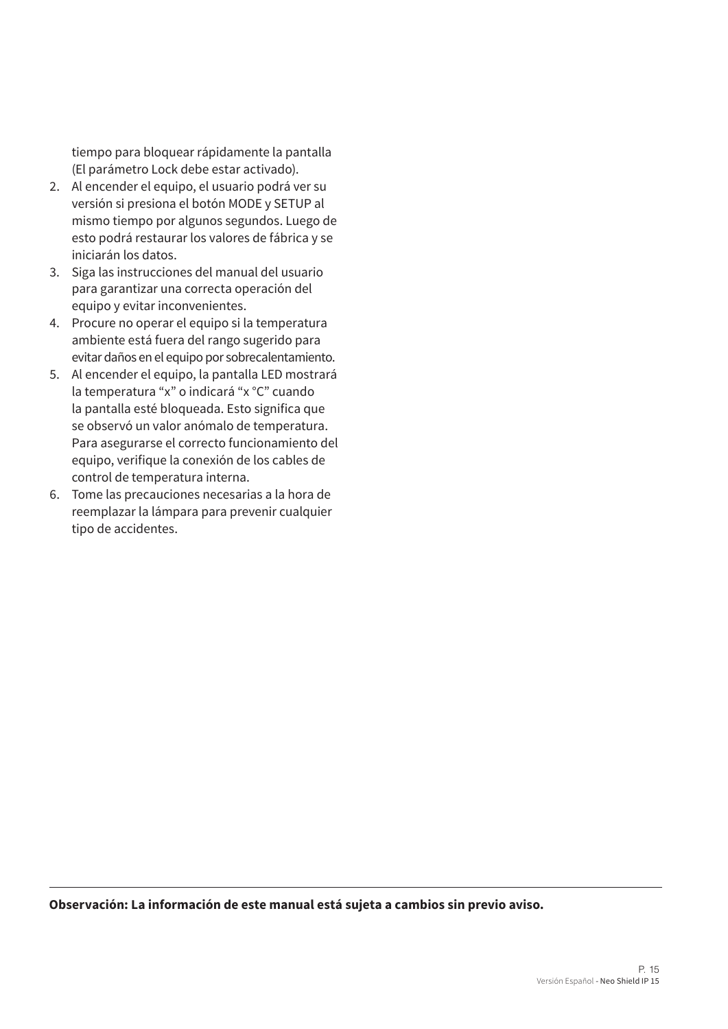tiempo para bloquear rápidamente la pantalla (El parámetro Lock debe estar activado).

2. Al encender el equipo, el usuario podrá ver su versión si presiona el botón MODE y SETUP al mismo tiempo por algunos segundos. Luego de esto podrá restaurar los valores de fábrica y se iniciarán los datos.
3. Siga las instrucciones del manual del usuario para garantizar una correcta operación del equipo y evitar inconvenientes.
4. Procure no operar el equipo si la temperatura ambiente está fuera del rango sugerido para evitar daños en el equipo por sobrecalentamiento.
5. Al encender el equipo, la pantalla LED mostrará la temperatura “x” o indicará “x °C” cuando la pantalla esté bloqueada. Esto significa que se observó un valor anómalo de temperatura. Para asegurarse el correcto funcionamiento del equipo, verifique la conexión de los cables de control de temperatura interna.
6. Tome las precauciones necesarias a la hora de reemplazar la lámpara para prevenir cualquier tipo de accidentes.

---

**Observación: La información de este manual está sujeta a cambios sin previo aviso.**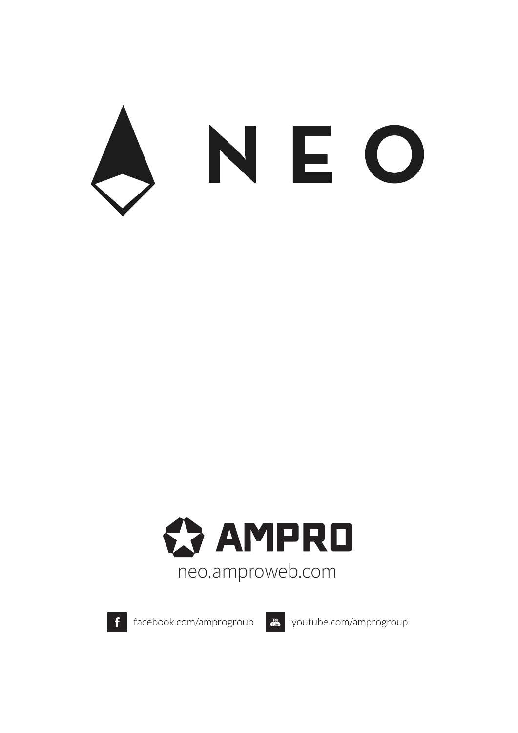# NEO

AMPRO

neo.amproweb.com

facebook.com/amprogroup

youtube.com/amprogroup